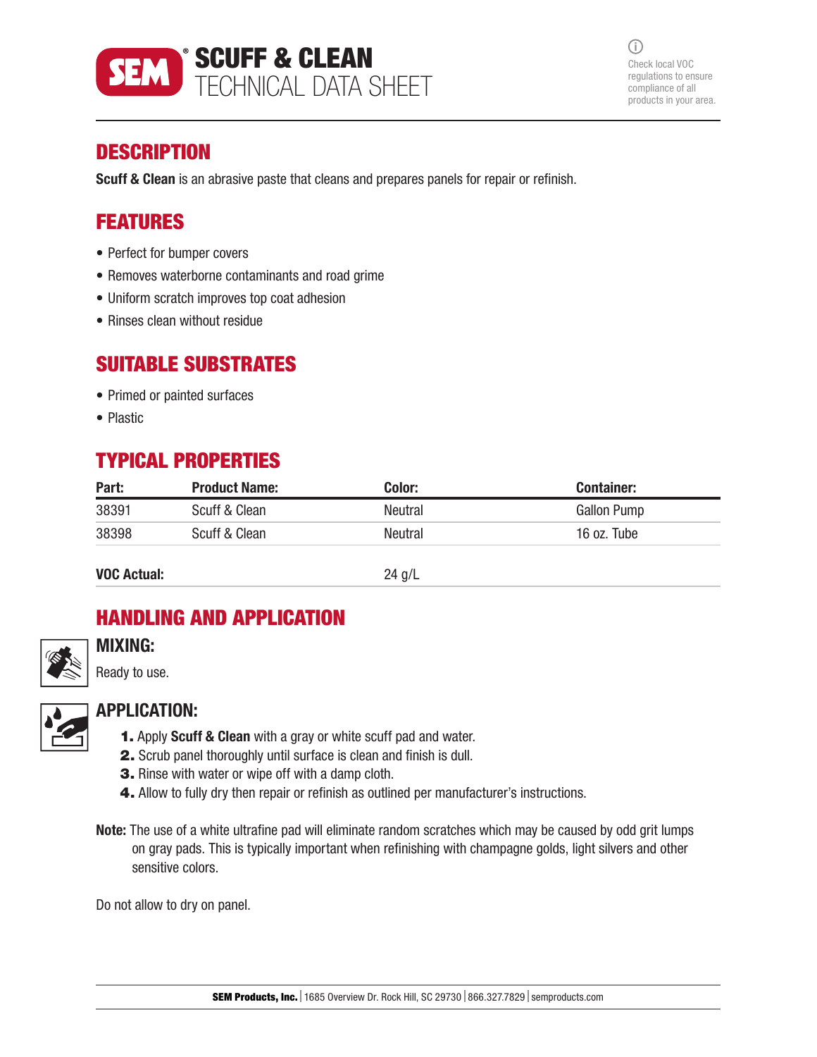# SCUFF & CLEAN TECHNICAL DATA SHEET

Check local VOC regulations to ensure compliance of all products in your area.

## DESCRIPTION

**Scuff & Clean** is an abrasive paste that cleans and prepares panels for repair or refinish.

## FEATURES

- Perfect for bumper covers
- Removes waterborne contaminants and road grime
- Uniform scratch improves top coat adhesion
- Rinses clean without residue

## SUITABLE SUBSTRATES

- Primed or painted surfaces
- Plastic

## TYPICAL PROPERTIES

| Part: | Product Name: | Color: | Container: |
|---|---|---|---|
| 38391 | Scuff & Clean | Neutral | Gallon Pump |
| 38398 | Scuff & Clean | Neutral | 16 oz. Tube |
| **VOC Actual:** | | 24 g/L | |

## HANDLING AND APPLICATION

### MIXING:

Ready to use.

### APPLICATION:

1. Apply **Scuff & Clean** with a gray or white scuff pad and water.
2. Scrub panel thoroughly until surface is clean and finish is dull.
3. Rinse with water or wipe off with a damp cloth.
4. Allow to fully dry then repair or refinish as outlined per manufacturer's instructions.

**Note:** The use of a white ultrafine pad will eliminate random scratches which may be caused by odd grit lumps on gray pads. This is typically important when refinishing with champagne golds, light silvers and other sensitive colors.

Do not allow to dry on panel.

**SEM Products, Inc.** | 1685 Overview Dr. Rock Hill, SC 29730 | 866.327.7829 | semproducts.com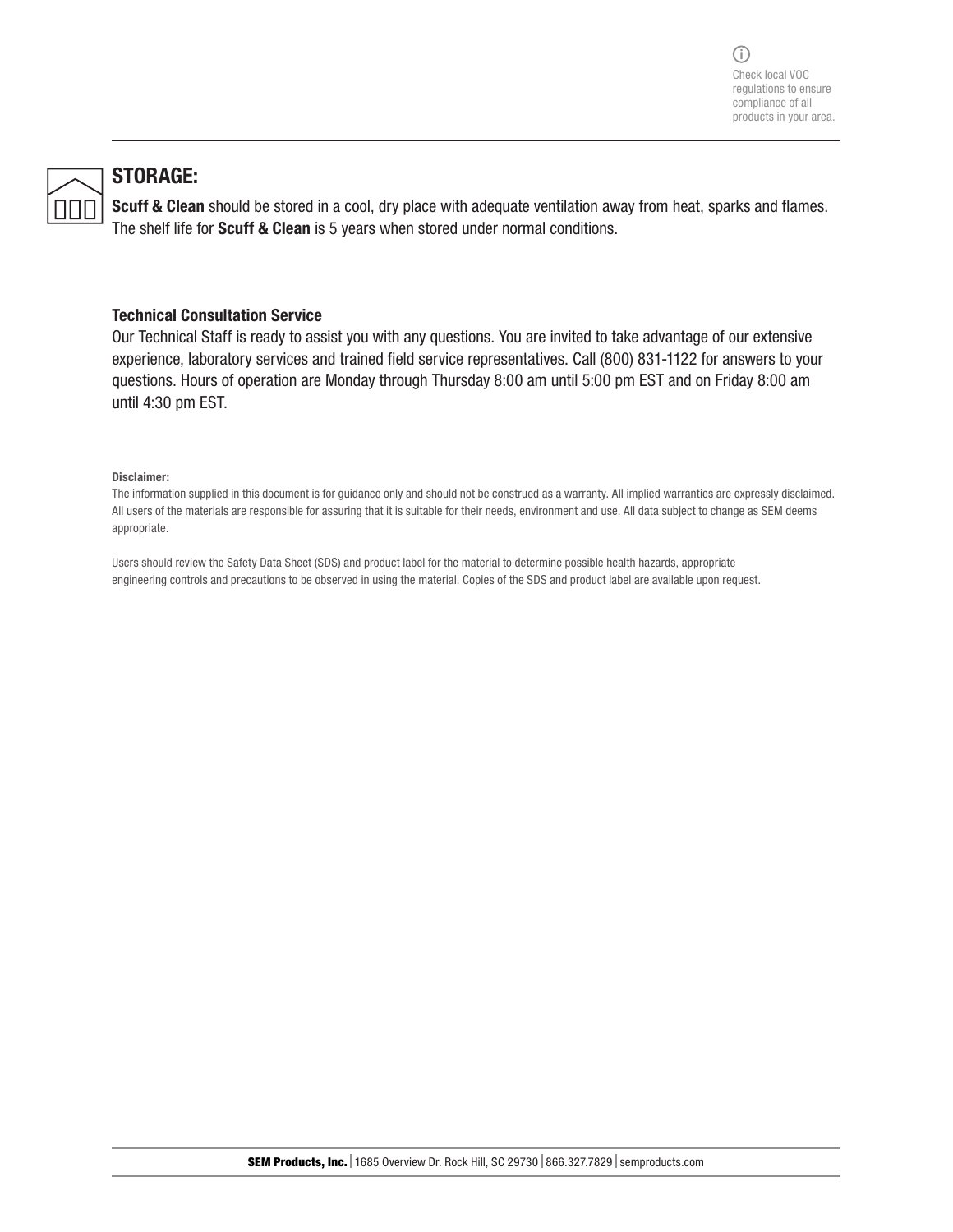Check local VOC regulations to ensure compliance of all products in your area.

## STORAGE:

**Scuff & Clean** should be stored in a cool, dry place with adequate ventilation away from heat, sparks and flames. The shelf life for **Scuff & Clean** is 5 years when stored under normal conditions.

### Technical Consultation Service

Our Technical Staff is ready to assist you with any questions. You are invited to take advantage of our extensive experience, laboratory services and trained field service representatives. Call (800) 831-1122 for answers to your questions. Hours of operation are Monday through Thursday 8:00 am until 5:00 pm EST and on Friday 8:00 am until 4:30 pm EST.

**Disclaimer:**

The information supplied in this document is for guidance only and should not be construed as a warranty. All implied warranties are expressly disclaimed. All users of the materials are responsible for assuring that it is suitable for their needs, environment and use. All data subject to change as SEM deems appropriate.

Users should review the Safety Data Sheet (SDS) and product label for the material to determine possible health hazards, appropriate engineering controls and precautions to be observed in using the material. Copies of the SDS and product label are available upon request.

**SEM Products, Inc.** | 1685 Overview Dr. Rock Hill, SC 29730 | 866.327.7829 | semproducts.com